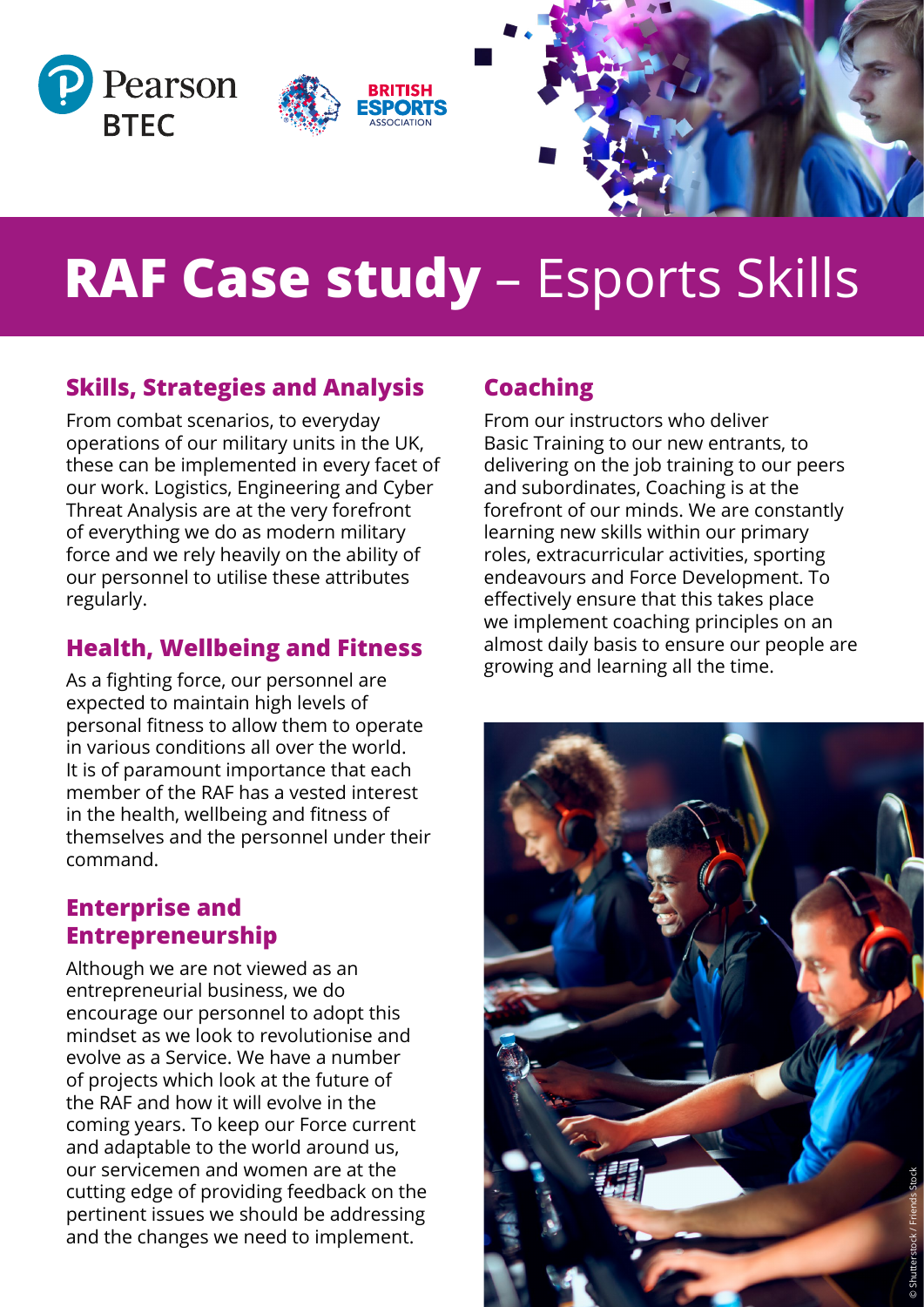# RAF Case study – Esports Skills

## Skills, Strategies and Analysis

From combat scenarios, to everyday operations of our military units in the UK, these can be implemented in every facet of our work. Logistics, Engineering and Cyber Threat Analysis are at the very forefront of everything we do as modern military force and we rely heavily on the ability of our personnel to utilise these attributes regularly.

## Health, Wellbeing and Fitness

As a fighting force, our personnel are expected to maintain high levels of personal fitness to allow them to operate in various conditions all over the world. It is of paramount importance that each member of the RAF has a vested interest in the health, wellbeing and fitness of themselves and the personnel under their command.

## Enterprise and Entrepreneurship

Although we are not viewed as an entrepreneurial business, we do encourage our personnel to adopt this mindset as we look to revolutionise and evolve as a Service. We have a number of projects which look at the future of the RAF and how it will evolve in the coming years. To keep our Force current and adaptable to the world around us, our servicemen and women are at the cutting edge of providing feedback on the pertinent issues we should be addressing and the changes we need to implement.

## Coaching

From our instructors who deliver Basic Training to our new entrants, to delivering on the job training to our peers and subordinates, Coaching is at the forefront of our minds. We are constantly learning new skills within our primary roles, extracurricular activities, sporting endeavours and Force Development. To effectively ensure that this takes place we implement coaching principles on an almost daily basis to ensure our people are growing and learning all the time.

© Shutterstock / Friends Stock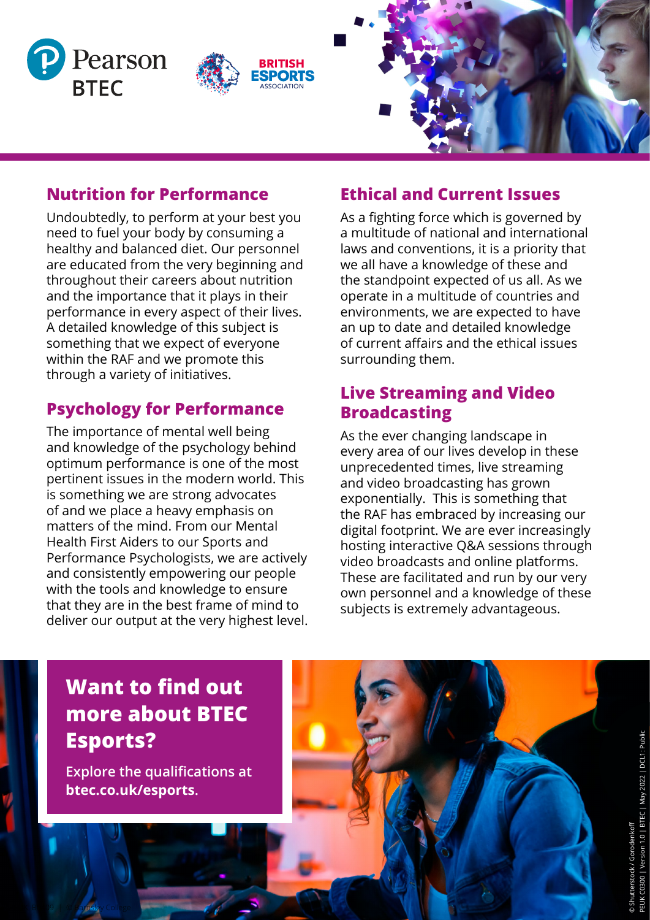## Nutrition for Performance

Undoubtedly, to perform at your best you need to fuel your body by consuming a healthy and balanced diet. Our personnel are educated from the very beginning and throughout their careers about nutrition and the importance that it plays in their performance in every aspect of their lives. A detailed knowledge of this subject is something that we expect of everyone within the RAF and we promote this through a variety of initiatives.

## Psychology for Performance

The importance of mental well being and knowledge of the psychology behind optimum performance is one of the most pertinent issues in the modern world. This is something we are strong advocates of and we place a heavy emphasis on matters of the mind. From our Mental Health First Aiders to our Sports and Performance Psychologists, we are actively and consistently empowering our people with the tools and knowledge to ensure that they are in the best frame of mind to deliver our output at the very highest level.

## Ethical and Current Issues

As a fighting force which is governed by a multitude of national and international laws and conventions, it is a priority that we all have a knowledge of these and the standpoint expected of us all. As we operate in a multitude of countries and environments, we are expected to have an up to date and detailed knowledge of current affairs and the ethical issues surrounding them.

## Live Streaming and Video Broadcasting

As the ever changing landscape in every area of our lives develop in these unprecedented times, live streaming and video broadcasting has grown exponentially. This is something that the RAF has embraced by increasing our digital footprint. We are ever increasingly hosting interactive Q&A sessions through video broadcasts and online platforms. These are facilitated and run by our very own personnel and a knowledge of these subjects is extremely advantageous.

## Want to find out more about BTEC Esports?

**Explore the qualifications at btec.co.uk/esports.**

© Shutterstock / Gorodenkoff
PEUK C0300 | Version 1.0 | BTEC | May 2022 | DCL1: Public